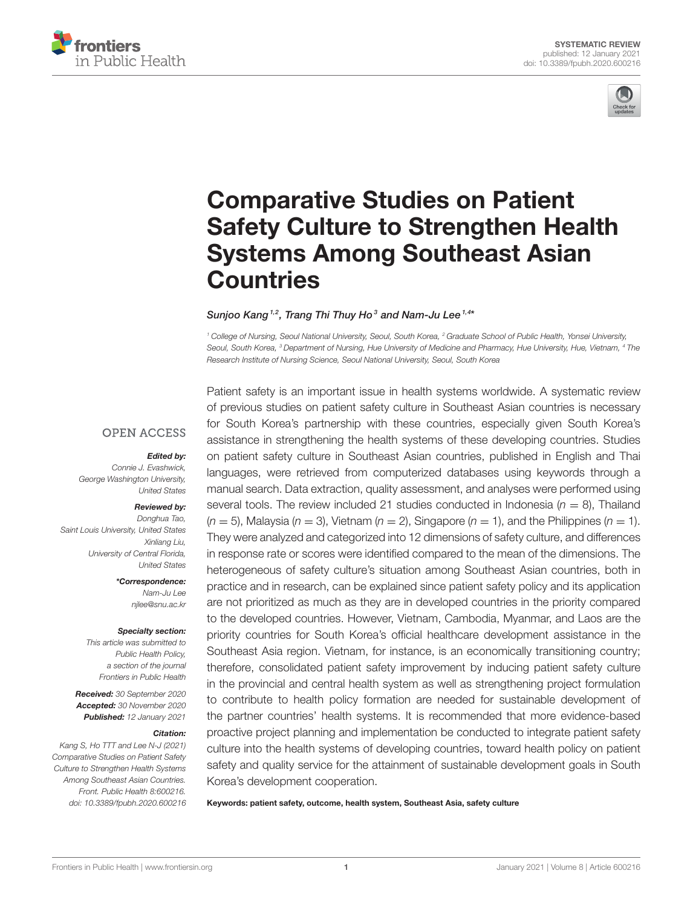SYSTEMATIC REVIEW
published: 12 January 2021
doi: 10.3389/fpubh.2020.600216

# Comparative Studies on Patient Safety Culture to Strengthen Health Systems Among Southeast Asian Countries

*Sunjoo Kang[1,2], Trang Thi Thuy Ho[3] and Nam-Ju Lee[1,4]\**

[1] College of Nursing, Seoul National University, Seoul, South Korea, [2] Graduate School of Public Health, Yonsei University, Seoul, South Korea, [3] Department of Nursing, Hue University of Medicine and Pharmacy, Hue University, Hue, Vietnam, [4] The Research Institute of Nursing Science, Seoul National University, Seoul, South Korea

OPEN ACCESS

***Edited by:***
*Connie J. Evashwick, George Washington University, United States*

***Reviewed by:***
*Donghua Tao, Saint Louis University, United States*
*Xinliang Liu, University of Central Florida, United States*

***\*Correspondence:***
*Nam-Ju Lee*
*njlee@snu.ac.kr*

***Specialty section:***
*This article was submitted to Public Health Policy, a section of the journal Frontiers in Public Health*

***Received:*** *30 September 2020*
***Accepted:*** *30 November 2020*
***Published:*** *12 January 2021*

***Citation:***
*Kang S, Ho TTT and Lee N-J (2021) Comparative Studies on Patient Safety Culture to Strengthen Health Systems Among Southeast Asian Countries. Front. Public Health 8:600216. doi: 10.3389/fpubh.2020.600216*

Patient safety is an important issue in health systems worldwide. A systematic review of previous studies on patient safety culture in Southeast Asian countries is necessary for South Korea's partnership with these countries, especially given South Korea's assistance in strengthening the health systems of these developing countries. Studies on patient safety culture in Southeast Asian countries, published in English and Thai languages, were retrieved from computerized databases using keywords through a manual search. Data extraction, quality assessment, and analyses were performed using several tools. The review included 21 studies conducted in Indonesia ($n = 8$), Thailand ($n = 5$), Malaysia ($n = 3$), Vietnam ($n = 2$), Singapore ($n = 1$), and the Philippines ($n = 1$). They were analyzed and categorized into 12 dimensions of safety culture, and differences in response rate or scores were identified compared to the mean of the dimensions. The heterogeneous of safety culture's situation among Southeast Asian countries, both in practice and in research, can be explained since patient safety policy and its application are not prioritized as much as they are in developed countries in the priority compared to the developed countries. However, Vietnam, Cambodia, Myanmar, and Laos are the priority countries for South Korea's official healthcare development assistance in the Southeast Asia region. Vietnam, for instance, is an economically transitioning country; therefore, consolidated patient safety improvement by inducing patient safety culture in the provincial and central health system as well as strengthening project formulation to contribute to health policy formation are needed for sustainable development of the partner countries' health systems. It is recommended that more evidence-based proactive project planning and implementation be conducted to integrate patient safety culture into the health systems of developing countries, toward health policy on patient safety and quality service for the attainment of sustainable development goals in South Korea's development cooperation.

**Keywords: patient safety, outcome, health system, Southeast Asia, safety culture**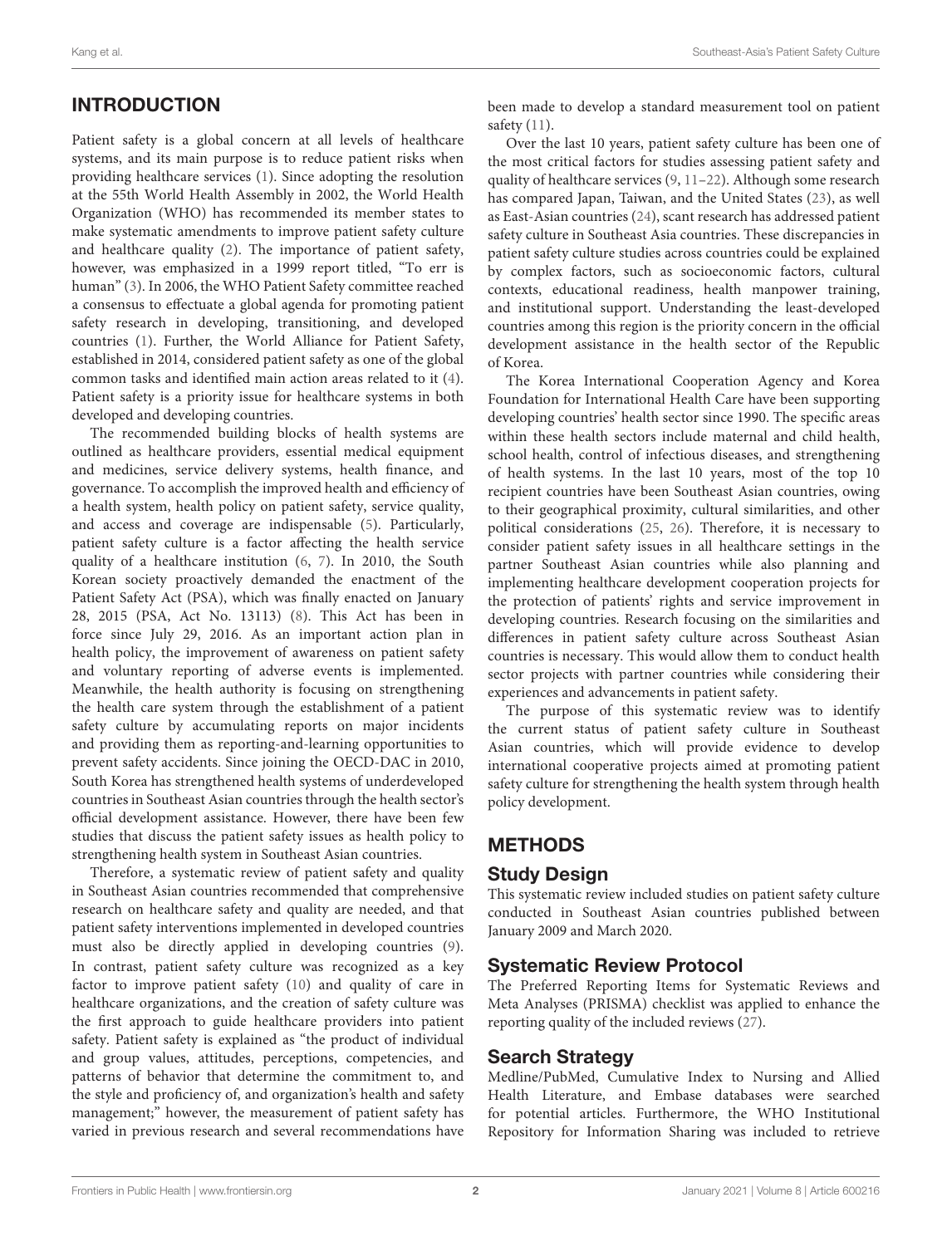## INTRODUCTION

Patient safety is a global concern at all levels of healthcare systems, and its main purpose is to reduce patient risks when providing healthcare services (1). Since adopting the resolution at the 55th World Health Assembly in 2002, the World Health Organization (WHO) has recommended its member states to make systematic amendments to improve patient safety culture and healthcare quality (2). The importance of patient safety, however, was emphasized in a 1999 report titled, "To err is human" (3). In 2006, the WHO Patient Safety committee reached a consensus to effectuate a global agenda for promoting patient safety research in developing, transitioning, and developed countries (1). Further, the World Alliance for Patient Safety, established in 2014, considered patient safety as one of the global common tasks and identified main action areas related to it (4). Patient safety is a priority issue for healthcare systems in both developed and developing countries.

The recommended building blocks of health systems are outlined as healthcare providers, essential medical equipment and medicines, service delivery systems, health finance, and governance. To accomplish the improved health and efficiency of a health system, health policy on patient safety, service quality, and access and coverage are indispensable (5). Particularly, patient safety culture is a factor affecting the health service quality of a healthcare institution (6, 7). In 2010, the South Korean society proactively demanded the enactment of the Patient Safety Act (PSA), which was finally enacted on January 28, 2015 (PSA, Act No. 13113) (8). This Act has been in force since July 29, 2016. As an important action plan in health policy, the improvement of awareness on patient safety and voluntary reporting of adverse events is implemented. Meanwhile, the health authority is focusing on strengthening the health care system through the establishment of a patient safety culture by accumulating reports on major incidents and providing them as reporting-and-learning opportunities to prevent safety accidents. Since joining the OECD-DAC in 2010, South Korea has strengthened health systems of underdeveloped countries in Southeast Asian countries through the health sector's official development assistance. However, there have been few studies that discuss the patient safety issues as health policy to strengthening health system in Southeast Asian countries.

Therefore, a systematic review of patient safety and quality in Southeast Asian countries recommended that comprehensive research on healthcare safety and quality are needed, and that patient safety interventions implemented in developed countries must also be directly applied in developing countries (9). In contrast, patient safety culture was recognized as a key factor to improve patient safety (10) and quality of care in healthcare organizations, and the creation of safety culture was the first approach to guide healthcare providers into patient safety. Patient safety is explained as "the product of individual and group values, attitudes, perceptions, competencies, and patterns of behavior that determine the commitment to, and the style and proficiency of, and organization's health and safety management;" however, the measurement of patient safety has varied in previous research and several recommendations have been made to develop a standard measurement tool on patient safety (11).

Over the last 10 years, patient safety culture has been one of the most critical factors for studies assessing patient safety and quality of healthcare services (9, 11–22). Although some research has compared Japan, Taiwan, and the United States (23), as well as East-Asian countries (24), scant research has addressed patient safety culture in Southeast Asia countries. These discrepancies in patient safety culture studies across countries could be explained by complex factors, such as socioeconomic factors, cultural contexts, educational readiness, health manpower training, and institutional support. Understanding the least-developed countries among this region is the priority concern in the official development assistance in the health sector of the Republic of Korea.

The Korea International Cooperation Agency and Korea Foundation for International Health Care have been supporting developing countries' health sector since 1990. The specific areas within these health sectors include maternal and child health, school health, control of infectious diseases, and strengthening of health systems. In the last 10 years, most of the top 10 recipient countries have been Southeast Asian countries, owing to their geographical proximity, cultural similarities, and other political considerations (25, 26). Therefore, it is necessary to consider patient safety issues in all healthcare settings in the partner Southeast Asian countries while also planning and implementing healthcare development cooperation projects for the protection of patients' rights and service improvement in developing countries. Research focusing on the similarities and differences in patient safety culture across Southeast Asian countries is necessary. This would allow them to conduct health sector projects with partner countries while considering their experiences and advancements in patient safety.

The purpose of this systematic review was to identify the current status of patient safety culture in Southeast Asian countries, which will provide evidence to develop international cooperative projects aimed at promoting patient safety culture for strengthening the health system through health policy development.

## METHODS

### Study Design

This systematic review included studies on patient safety culture conducted in Southeast Asian countries published between January 2009 and March 2020.

### Systematic Review Protocol

The Preferred Reporting Items for Systematic Reviews and Meta Analyses (PRISMA) checklist was applied to enhance the reporting quality of the included reviews (27).

### Search Strategy

Medline/PubMed, Cumulative Index to Nursing and Allied Health Literature, and Embase databases were searched for potential articles. Furthermore, the WHO Institutional Repository for Information Sharing was included to retrieve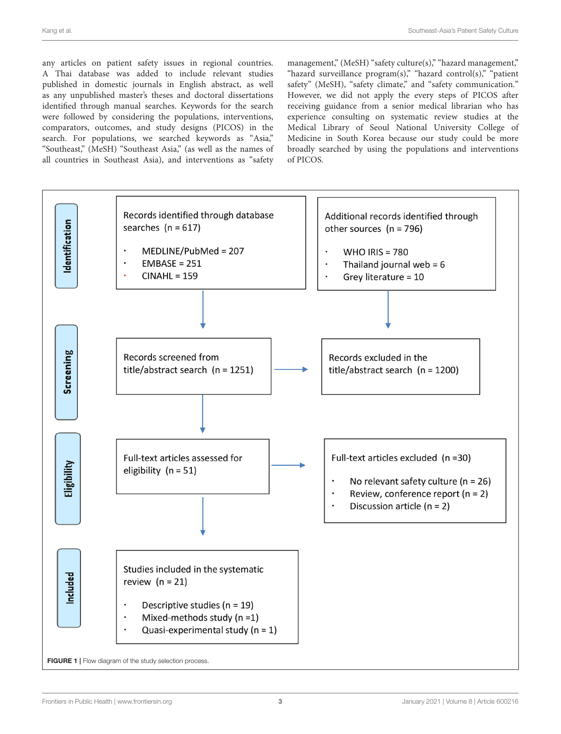any articles on patient safety issues in regional countries. A Thai database was added to include relevant studies published in domestic journals in English abstract, as well as any unpublished master's theses and doctoral dissertations identified through manual searches. Keywords for the search were followed by considering the populations, interventions, comparators, outcomes, and study designs (PICOS) in the search. For populations, we searched keywords as "Asia," "Southeast," (MeSH) "Southeast Asia," (as well as the names of all countries in Southeast Asia), and interventions as "safety management," (MeSH) "safety culture(s)," "hazard management," "hazard surveillance program(s)," "hazard control(s)," "patient safety" (MeSH), "safety climate," and "safety communication." However, we did not apply the every steps of PICOS after receiving guidance from a senior medical librarian who has experience consulting on systematic review studies at the Medical Library of Seoul National University College of Medicine in South Korea because our study could be more broadly searched by using the populations and interventions of PICOS.

**Identification**

Records identified through database searches (n = 617)

- MEDLINE/PubMed = 207
- EMBASE = 251
- CINAHL = 159

Additional records identified through other sources (n = 796)

- WHO IRIS = 780
- Thailand journal web = 6
- Grey literature = 10

**Screening**

Records screened from title/abstract search (n = 1251)

Records excluded in the title/abstract search (n = 1200)

**Eligibility**

Full-text articles assessed for eligibility (n = 51)

Full-text articles excluded (n =30)

- No relevant safety culture (n = 26)
- Review, conference report (n = 2)
- Discussion article (n = 2)

**Included**

Studies included in the systematic review (n = 21)

- Descriptive studies (n = 19)
- Mixed-methods study (n =1)
- Quasi-experimental study (n = 1)

**FIGURE 1** | Flow diagram of the study selection process.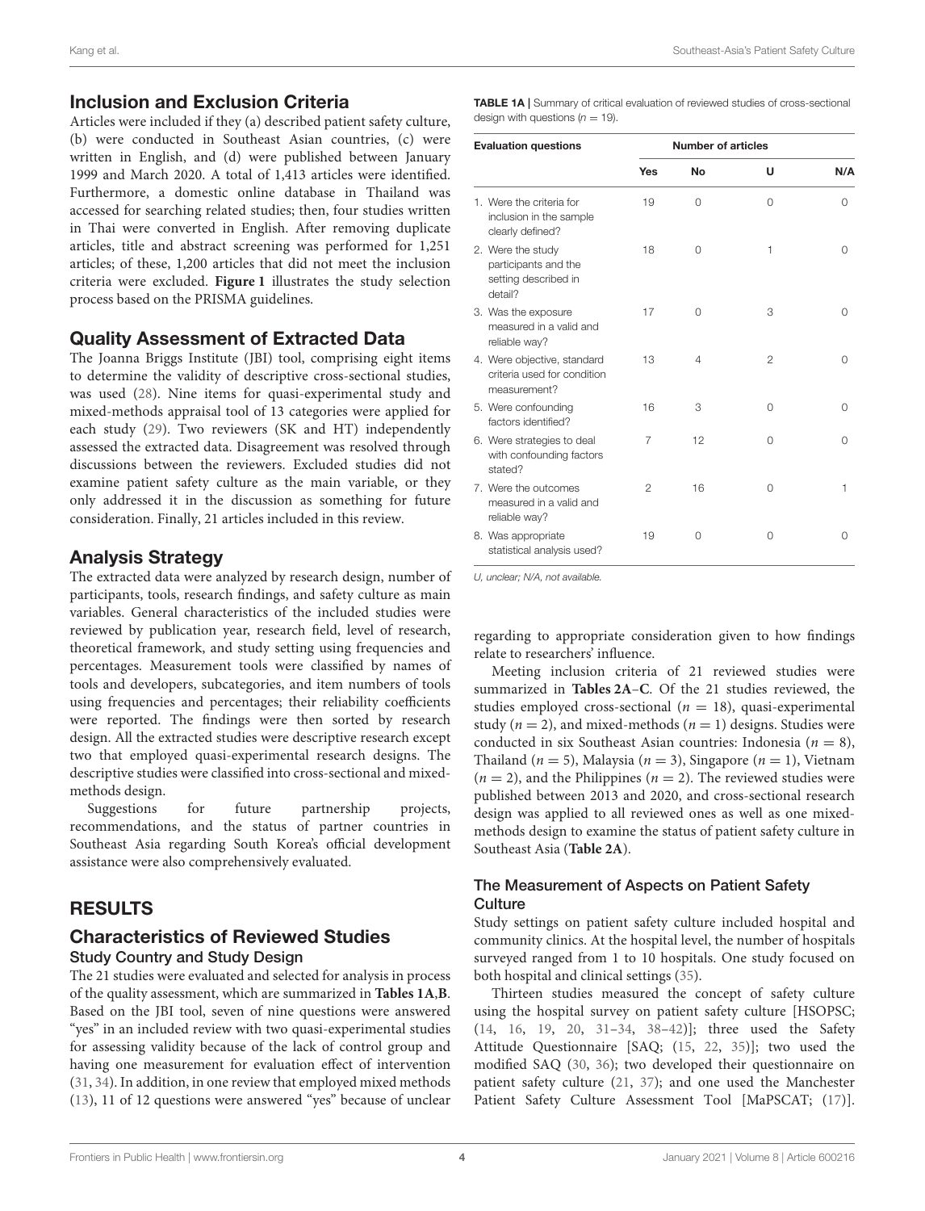## Inclusion and Exclusion Criteria

Articles were included if they (a) described patient safety culture, (b) were conducted in Southeast Asian countries, (c) were written in English, and (d) were published between January 1999 and March 2020. A total of 1,413 articles were identified. Furthermore, a domestic online database in Thailand was accessed for searching related studies; then, four studies written in Thai were converted in English. After removing duplicate articles, title and abstract screening was performed for 1,251 articles; of these, 1,200 articles that did not meet the inclusion criteria were excluded. **Figure 1** illustrates the study selection process based on the PRISMA guidelines.

## Quality Assessment of Extracted Data

The Joanna Briggs Institute (JBI) tool, comprising eight items to determine the validity of descriptive cross-sectional studies, was used (28). Nine items for quasi-experimental study and mixed-methods appraisal tool of 13 categories were applied for each study (29). Two reviewers (SK and HT) independently assessed the extracted data. Disagreement was resolved through discussions between the reviewers. Excluded studies did not examine patient safety culture as the main variable, or they only addressed it in the discussion as something for future consideration. Finally, 21 articles included in this review.

## Analysis Strategy

The extracted data were analyzed by research design, number of participants, tools, research findings, and safety culture as main variables. General characteristics of the included studies were reviewed by publication year, research field, level of research, theoretical framework, and study setting using frequencies and percentages. Measurement tools were classified by names of tools and developers, subcategories, and item numbers of tools using frequencies and percentages; their reliability coefficients were reported. The findings were then sorted by research design. All the extracted studies were descriptive research except two that employed quasi-experimental research designs. The descriptive studies were classified into cross-sectional and mixed-methods design.

Suggestions for future partnership projects, recommendations, and the status of partner countries in Southeast Asia regarding South Korea's official development assistance were also comprehensively evaluated.

# RESULTS

## Characteristics of Reviewed Studies

### Study Country and Study Design

The 21 studies were evaluated and selected for analysis in process of the quality assessment, which are summarized in **Tables 1A,B**. Based on the JBI tool, seven of nine questions were answered "yes" in an included review with two quasi-experimental studies for assessing validity because of the lack of control group and having one measurement for evaluation effect of intervention (31, 34). In addition, in one review that employed mixed methods (13), 11 of 12 questions were answered "yes" because of unclear regarding to appropriate consideration given to how findings relate to researchers' influence.

**TABLE 1A** | Summary of critical evaluation of reviewed studies of cross-sectional design with questions ($n = 19$).

| Evaluation questions | Number of articles | | | |
|---|---|---|---|---|
| | Yes | No | U | N/A |
| 1. Were the criteria for inclusion in the sample clearly defined? | 19 | 0 | 0 | 0 |
| 2. Were the study participants and the setting described in detail? | 18 | 0 | 1 | 0 |
| 3. Was the exposure measured in a valid and reliable way? | 17 | 0 | 3 | 0 |
| 4. Were objective, standard criteria used for condition measurement? | 13 | 4 | 2 | 0 |
| 5. Were confounding factors identified? | 16 | 3 | 0 | 0 |
| 6. Were strategies to deal with confounding factors stated? | 7 | 12 | 0 | 0 |
| 7. Were the outcomes measured in a valid and reliable way? | 2 | 16 | 0 | 1 |
| 8. Was appropriate statistical analysis used? | 19 | 0 | 0 | 0 |

*U, unclear; N/A, not available.*

Meeting inclusion criteria of 21 reviewed studies were summarized in **Tables 2A–C**. Of the 21 studies reviewed, the studies employed cross-sectional ($n = 18$), quasi-experimental study ($n = 2$), and mixed-methods ($n = 1$) designs. Studies were conducted in six Southeast Asian countries: Indonesia ($n = 8$), Thailand ($n = 5$), Malaysia ($n = 3$), Singapore ($n = 1$), Vietnam ($n = 2$), and the Philippines ($n = 2$). The reviewed studies were published between 2013 and 2020, and cross-sectional research design was applied to all reviewed ones as well as one mixed-methods design to examine the status of patient safety culture in Southeast Asia (**Table 2A**).

### The Measurement of Aspects on Patient Safety Culture

Study settings on patient safety culture included hospital and community clinics. At the hospital level, the number of hospitals surveyed ranged from 1 to 10 hospitals. One study focused on both hospital and clinical settings (35).

Thirteen studies measured the concept of safety culture using the hospital survey on patient safety culture [HSOPSC; (14, 16, 19, 20, 31–34, 38–42)]; three used the Safety Attitude Questionnaire [SAQ; (15, 22, 35)]; two used the modified SAQ (30, 36); two developed their questionnaire on patient safety culture (21, 37); and one used the Manchester Patient Safety Culture Assessment Tool [MaPSCAT; (17)].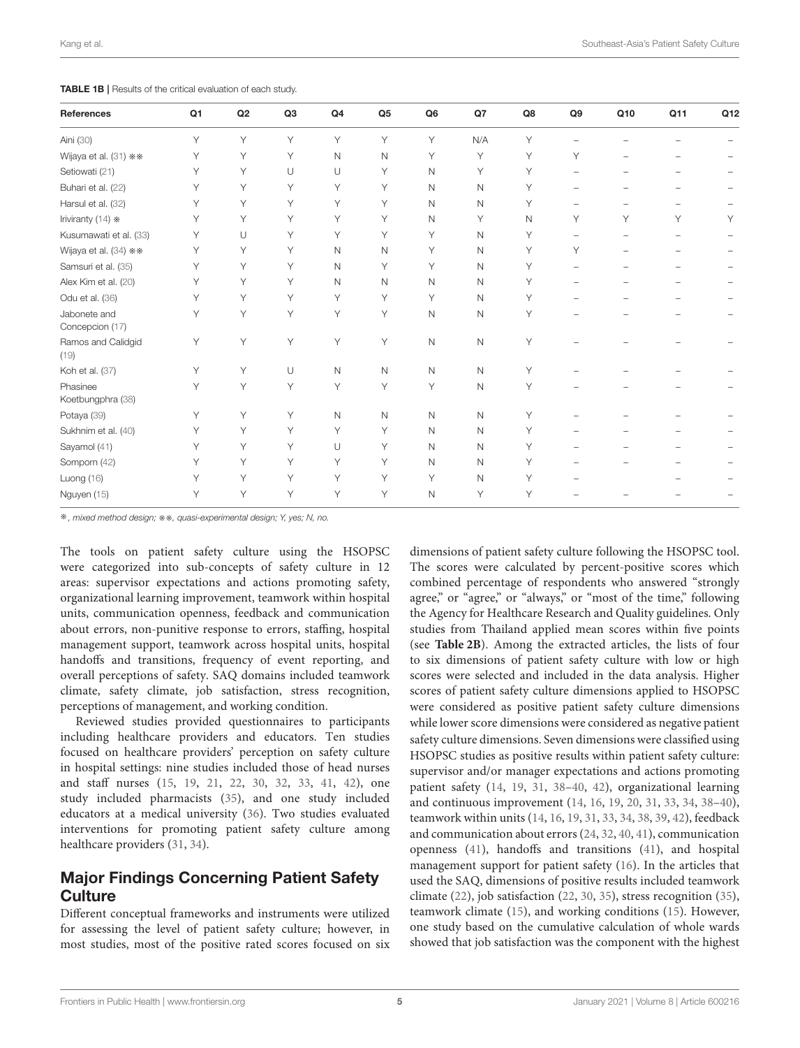**TABLE 1B |** Results of the critical evaluation of each study.

| References | Q1 | Q2 | Q3 | Q4 | Q5 | Q6 | Q7 | Q8 | Q9 | Q10 | Q11 | Q12 |
|---|---|---|---|---|---|---|---|---|---|---|---|---|
| Aini (30) | Y | Y | Y | Y | Y | Y | N/A | Y | – | – | – | – |
| Wijaya et al. (31) ※※ | Y | Y | Y | N | N | Y | Y | Y | Y | – | – | – |
| Setiowati (21) | Y | Y | U | U | Y | N | Y | Y | – | – | – | – |
| Buhari et al. (22) | Y | Y | Y | Y | Y | N | N | Y | – | – | – | – |
| Harsul et al. (32) | Y | Y | Y | Y | Y | N | N | Y | – | – | – | – |
| Iriviranty (14) ※ | Y | Y | Y | Y | Y | N | Y | N | Y | Y | Y | Y |
| Kusumawati et al. (33) | Y | U | Y | Y | Y | Y | N | Y | – | – | – | – |
| Wijaya et al. (34) ※※ | Y | Y | Y | N | N | Y | N | Y | Y | – | – | – |
| Samsuri et al. (35) | Y | Y | Y | N | Y | Y | N | Y | – | – | – | – |
| Alex Kim et al. (20) | Y | Y | Y | N | N | N | N | Y | – | – | – | – |
| Odu et al. (36) | Y | Y | Y | Y | Y | Y | N | Y | – | – | – | – |
| Jabonete and Concepcion (17) | Y | Y | Y | Y | Y | N | N | Y | – | – | – | – |
| Ramos and Calidgid (19) | Y | Y | Y | Y | Y | N | N | Y | – | – | – | – |
| Koh et al. (37) | Y | Y | U | N | N | N | N | Y | – | – | – | – |
| Phasinee Koetbungphra (38) | Y | Y | Y | Y | Y | Y | N | Y | – | – | – | – |
| Potaya (39) | Y | Y | Y | N | N | N | N | Y | – | – | – | – |
| Sukhnim et al. (40) | Y | Y | Y | Y | Y | N | N | Y | – | – | – | – |
| Sayamol (41) | Y | Y | Y | U | Y | N | N | Y | – | – | – | – |
| Somporn (42) | Y | Y | Y | Y | Y | N | N | Y | – | – | – | – |
| Luong (16) | Y | Y | Y | Y | Y | Y | N | Y | – | | – | – |
| Nguyen (15) | Y | Y | Y | Y | Y | N | Y | Y | – | – | – | – |

※, *mixed method design;* ※※, *quasi-experimental design; Y, yes; N, no.*

The tools on patient safety culture using the HSOPSC were categorized into sub-concepts of safety culture in 12 areas: supervisor expectations and actions promoting safety, organizational learning improvement, teamwork within hospital units, communication openness, feedback and communication about errors, non-punitive response to errors, staffing, hospital management support, teamwork across hospital units, hospital handoffs and transitions, frequency of event reporting, and overall perceptions of safety. SAQ domains included teamwork climate, safety climate, job satisfaction, stress recognition, perceptions of management, and working condition.

Reviewed studies provided questionnaires to participants including healthcare providers and educators. Ten studies focused on healthcare providers' perception on safety culture in hospital settings: nine studies included those of head nurses and staff nurses (15, 19, 21, 22, 30, 32, 33, 41, 42), one study included pharmacists (35), and one study included educators at a medical university (36). Two studies evaluated interventions for promoting patient safety culture among healthcare providers (31, 34).

## Major Findings Concerning Patient Safety Culture

Different conceptual frameworks and instruments were utilized for assessing the level of patient safety culture; however, in most studies, most of the positive rated scores focused on six dimensions of patient safety culture following the HSOPSC tool. The scores were calculated by percent-positive scores which combined percentage of respondents who answered "strongly agree," or "agree," or "always," or "most of the time," following the Agency for Healthcare Research and Quality guidelines. Only studies from Thailand applied mean scores within five points (see **Table 2B**). Among the extracted articles, the lists of four to six dimensions of patient safety culture with low or high scores were selected and included in the data analysis. Higher scores of patient safety culture dimensions applied to HSOPSC were considered as positive patient safety culture dimensions while lower score dimensions were considered as negative patient safety culture dimensions. Seven dimensions were classified using HSOPSC studies as positive results within patient safety culture: supervisor and/or manager expectations and actions promoting patient safety (14, 19, 31, 38–40, 42), organizational learning and continuous improvement (14, 16, 19, 20, 31, 33, 34, 38–40), teamwork within units (14, 16, 19, 31, 33, 34, 38, 39, 42), feedback and communication about errors (24, 32, 40, 41), communication openness (41), handoffs and transitions (41), and hospital management support for patient safety (16). In the articles that used the SAQ, dimensions of positive results included teamwork climate (22), job satisfaction (22, 30, 35), stress recognition (35), teamwork climate (15), and working conditions (15). However, one study based on the cumulative calculation of whole wards showed that job satisfaction was the component with the highest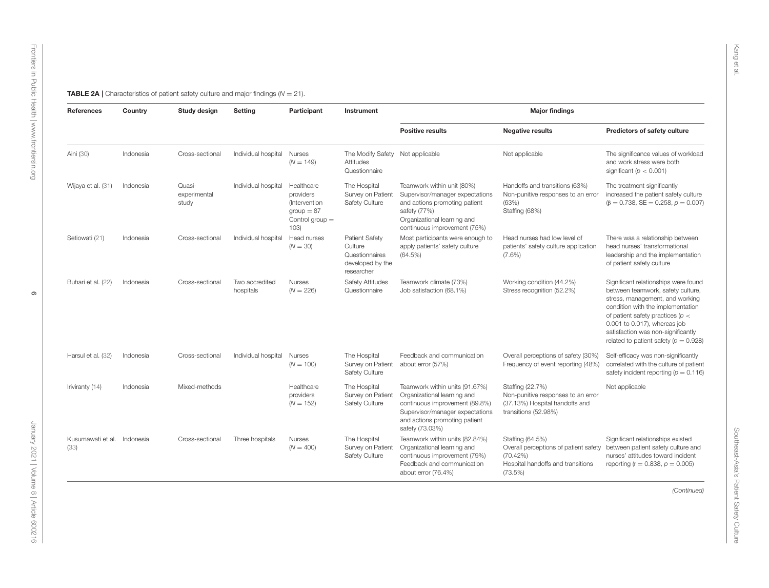**TABLE 2A |** Characteristics of patient safety culture and major findings ($N = 21$).

| References | Country | Study design | Setting | Participant | Instrument | Major findings | | |
|---|---|---|---|---|---|---|---|---|
| | | | | | | **Positive results** | **Negative results** | **Predictors of safety culture** |
| Aini (30) | Indonesia | Cross-sectional | Individual hospital | Nurses ($N = 149$) | The Modify Safety Attitudes Questionnaire | Not applicable | Not applicable | The significance values of workload and work stress were both significant ($p < 0.001$) |
| Wijaya et al. (31) | Indonesia | Quasi-experimental study | Individual hospital | Healthcare providers (Intervention group = 87 Control group = 103) | The Hospital Survey on Patient Safety Culture | Teamwork within unit (80%) Supervisor/manager expectations and actions promoting patient safety (77%) Organizational learning and continuous improvement (75%) | Handoffs and transitions (63%) Non-punitive responses to an error (63%) Staffing (68%) | The treatment significantly increased the patient safety culture ($\beta = 0.738$, SE $= 0.258$, $p = 0.007$) |
| Setiowati (21) | Indonesia | Cross-sectional | Individual hospital | Head nurses ($N = 30$) | Patient Safety Culture Questionnaires developed by the researcher | Most participants were enough to apply patients' safety culture (64.5%) | Head nurses had low level of patients' safety culture application (7.6%) | There was a relationship between head nurses' transformational leadership and the implementation of patient safety culture |
| Buhari et al. (22) | Indonesia | Cross-sectional | Two accredited hospitals | Nurses ($N = 226$) | Safety Attitudes Questionnaire | Teamwork climate (73%) Job satisfaction (68.1%) | Working condition (44.2%) Stress recognition (52.2%) | Significant relationships were found between teamwork, safety culture, stress, management, and working condition with the implementation of patient safety practices ($p <$ 0.001 to 0.017), whereas job satisfaction was non-significantly related to patient safety ($p = 0.928$) |
| Harsul et al. (32) | Indonesia | Cross-sectional | Individual hospital | Nurses ($N = 100$) | The Hospital Survey on Patient Safety Culture | Feedback and communication about error (57%) | Overall perceptions of safety (30%) Frequency of event reporting (48%) | Self-efficacy was non-significantly correlated with the culture of patient safety incident reporting ($p = 0.116$) |
| Iriviranty (14) | Indonesia | Mixed-methods | | Healthcare providers ($N = 152$) | The Hospital Survey on Patient Safety Culture | Teamwork within units (91.67%) Organizational learning and continuous improvement (89.8%) Supervisor/manager expectations and actions promoting patient safety (73.03%) | Staffing (22.7%) Non-punitive responses to an error (37.13%) Hospital handoffs and transitions (52.98%) | Not applicable |
| Kusumawati et al. (33) | Indonesia | Cross-sectional | Three hospitals | Nurses ($N = 400$) | The Hospital Survey on Patient Safety Culture | Teamwork within units (82.84%) Organizational learning and continuous improvement (79%) Feedback and communication about error (76.4%) | Staffing (64.5%) Overall perceptions of patient safety (70.42%) Hospital handoffs and transitions (73.5%) | Significant relationships existed between patient safety culture and nurses' attitudes toward incident reporting ($r = 0.838$, $p = 0.005$) |

*(Continued)*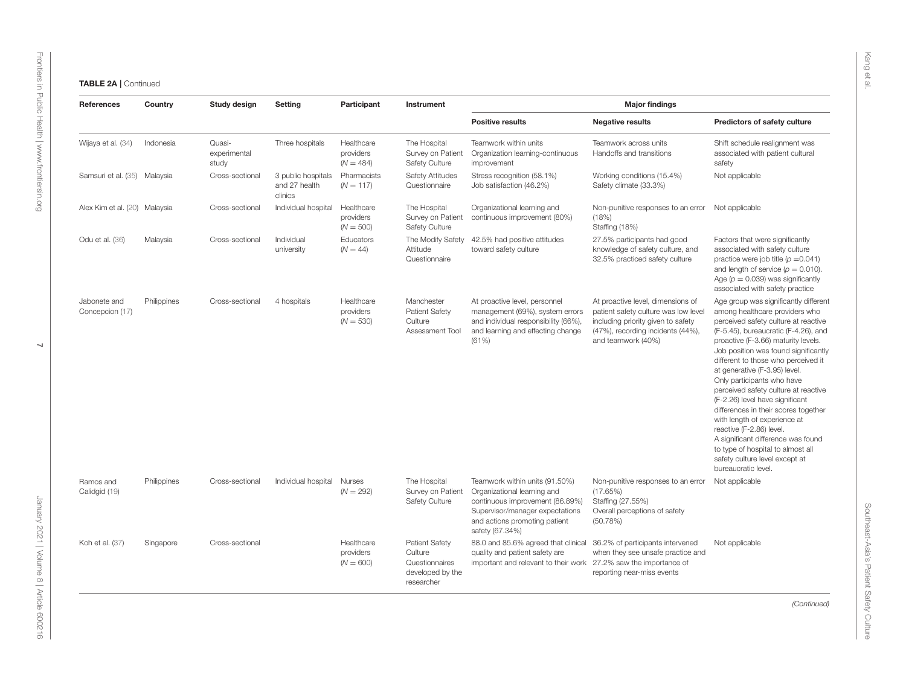**TABLE 2A |** Continued

| References | Country | Study design | Setting | Participant | Instrument | Major findings | | |
|---|---|---|---|---|---|---|---|---|
| | | | | | | **Positive results** | **Negative results** | **Predictors of safety culture** |
| Wijaya et al. (34) | Indonesia | Quasi-experimental study | Three hospitals | Healthcare providers ($N = 484$) | The Hospital Survey on Patient Safety Culture | Teamwork within units Organization learning-continuous improvement | Teamwork across units Handoffs and transitions | Shift schedule realignment was associated with patient cultural safety |
| Samsuri et al. (35) | Malaysia | Cross-sectional | 3 public hospitals and 27 health clinics | Pharmacists ($N = 117$) | Safety Attitudes Questionnaire | Stress recognition (58.1%) Job satisfaction (46.2%) | Working conditions (15.4%) Safety climate (33.3%) | Not applicable |
| Alex Kim et al. (20) | Malaysia | Cross-sectional | Individual hospital | Healthcare providers ($N = 500$) | The Hospital Survey on Patient Safety Culture | Organizational learning and continuous improvement (80%) | Non-punitive responses to an error (18%) Staffing (18%) | Not applicable |
| Odu et al. (36) | Malaysia | Cross-sectional | Individual university | Educators ($N = 44$) | The Modify Safety Attitude Questionnaire | 42.5% had positive attitudes toward safety culture | 27.5% participants had good knowledge of safety culture, and 32.5% practiced safety culture | Factors that were significantly associated with safety culture practice were job title ($p = 0.041$) and length of service ($p = 0.010$). Age ($p = 0.039$) was significantly associated with safety practice |
| Jabonete and Concepcion (17) | Philippines | Cross-sectional | 4 hospitals | Healthcare providers ($N = 530$) | Manchester Patient Safety Culture Assessment Tool | At proactive level, personnel management (69%), system errors and individual responsibility (66%), and learning and effecting change (61%) | At proactive level, dimensions of patient safety culture was low level including priority given to safety (47%), recording incidents (44%), and teamwork (40%) | Age group was significantly different among healthcare providers who perceived safety culture at reactive (F-5.45), bureaucratic (F-4.26), and proactive (F-3.66) maturity levels. Job position was found significantly different to those who perceived it at generative (F-3.95) level. Only participants who have perceived safety culture at reactive (F-2.26) level have significant differences in their scores together with length of experience at reactive (F-2.86) level. A significant difference was found to type of hospital to almost all safety culture level except at bureaucratic level. |
| Ramos and Calidgid (19) | Philippines | Cross-sectional | Individual hospital | Nurses ($N = 292$) | The Hospital Survey on Patient Safety Culture | Teamwork within units (91.50%) Organizational learning and continuous improvement (86.89%) Supervisor/manager expectations and actions promoting patient safety (67.34%) | Non-punitive responses to an error (17.65%) Staffing (27.55%) Overall perceptions of safety (50.78%) | Not applicable |
| Koh et al. (37) | Singapore | Cross-sectional | | Healthcare providers ($N = 600$) | Patient Safety Culture Questionnaires developed by the researcher | 88.0 and 85.6% agreed that clinical quality and patient safety are important and relevant to their work | 36.2% of participants intervened when they see unsafe practice and 27.2% saw the importance of reporting near-miss events | Not applicable |

*(Continued)*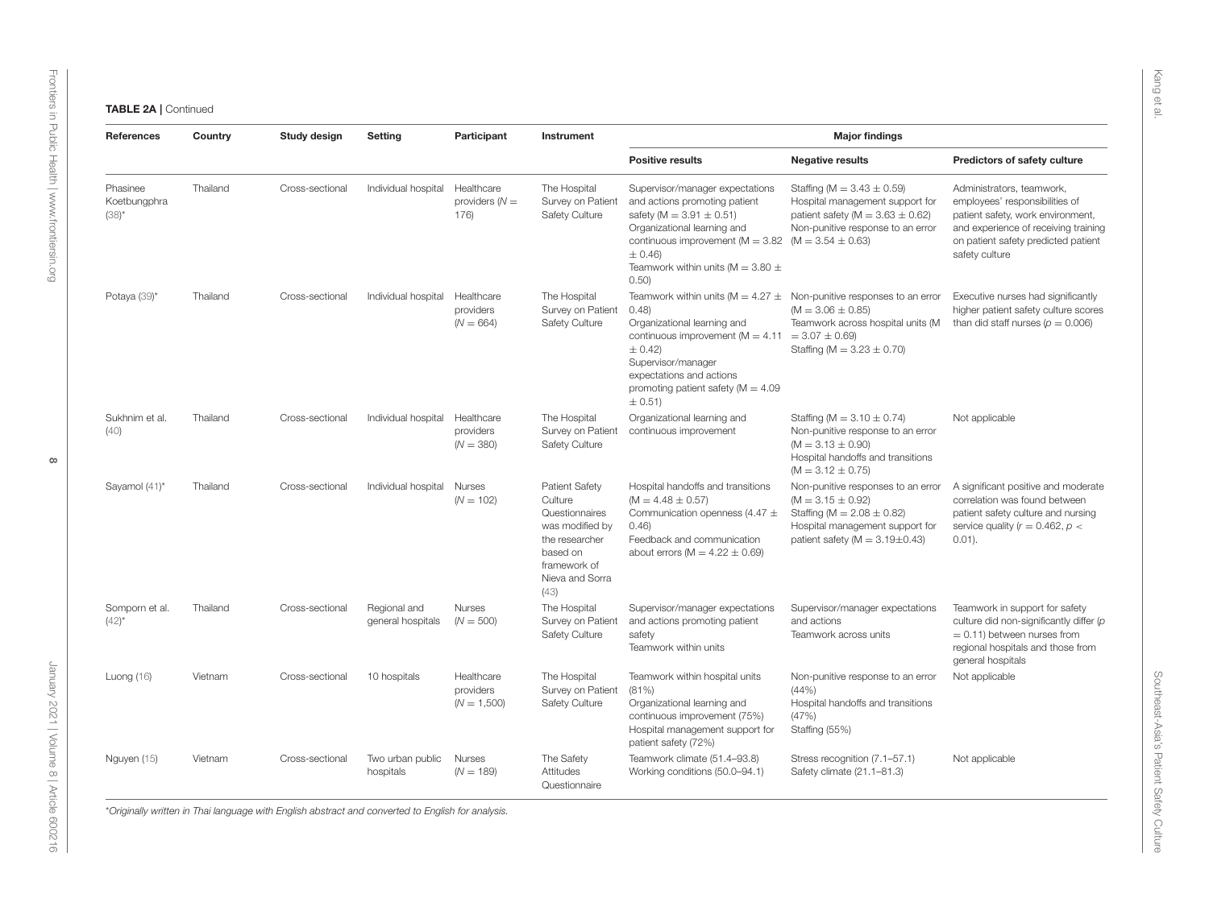**TABLE 2A** | Continued

| References | Country | Study design | Setting | Participant | Instrument | Major findings | | |
|---|---|---|---|---|---|---|---|---|
| | | | | | | **Positive results** | **Negative results** | **Predictors of safety culture** |
| Phasinee Koetbungphra (38)* | Thailand | Cross-sectional | Individual hospital | Healthcare providers ($N$ = 176) | The Hospital Survey on Patient Safety Culture | Supervisor/manager expectations and actions promoting patient safety (M = 3.91 ± 0.51) Organizational learning and continuous improvement (M = 3.82 ± 0.46) Teamwork within units (M = 3.80 ± 0.50) | Staffing (M = 3.43 ± 0.59) Hospital management support for patient safety (M = 3.63 ± 0.62) Non-punitive response to an error (M = 3.54 ± 0.63) | Administrators, teamwork, employees' responsibilities of patient safety, work environment, and experience of receiving training on patient safety predicted patient safety culture |
| Potaya (39)* | Thailand | Cross-sectional | Individual hospital | Healthcare providers ($N$ = 664) | The Hospital Survey on Patient Safety Culture | Teamwork within units (M = 4.27 ± 0.48) Organizational learning and continuous improvement (M = 4.11 ± 0.42) Supervisor/manager expectations and actions promoting patient safety (M = 4.09 ± 0.51) | Non-punitive responses to an error (M = 3.06 ± 0.85) Teamwork across hospital units (M = 3.07 ± 0.69) Staffing (M = 3.23 ± 0.70) | Executive nurses had significantly higher patient safety culture scores than did staff nurses ($p$ = 0.006) |
| Sukhnim et al. (40) | Thailand | Cross-sectional | Individual hospital | Healthcare providers ($N$ = 380) | The Hospital Survey on Patient Safety Culture | Organizational learning and continuous improvement | Staffing (M = 3.10 ± 0.74) Non-punitive response to an error (M = 3.13 ± 0.90) Hospital handoffs and transitions (M = 3.12 ± 0.75) | Not applicable |
| Sayamol (41)* | Thailand | Cross-sectional | Individual hospital | Nurses ($N$ = 102) | Patient Safety Culture Questionnaires was modified by the researcher based on framework of Nieva and Sorra (43) | Hospital handoffs and transitions (M = 4.48 ± 0.57) Communication openness (4.47 ± 0.46) Feedback and communication about errors (M = 4.22 ± 0.69) | Non-punitive responses to an error (M = 3.15 ± 0.92) Staffing (M = 2.08 ± 0.82) Hospital management support for patient safety (M = 3.19±0.43) | A significant positive and moderate correlation was found between patient safety culture and nursing service quality ($r$ = 0.462, $p$ < 0.01). |
| Somporn et al. (42)* | Thailand | Cross-sectional | Regional and general hospitals | Nurses ($N$ = 500) | The Hospital Survey on Patient Safety Culture | Supervisor/manager expectations and actions promoting patient safety Teamwork within units | Supervisor/manager expectations and actions Teamwork across units | Teamwork in support for safety culture did non-significantly differ ($p$ = 0.11) between nurses from regional hospitals and those from general hospitals |
| Luong (16) | Vietnam | Cross-sectional | 10 hospitals | Healthcare providers ($N$ = 1,500) | The Hospital Survey on Patient Safety Culture | Teamwork within hospital units (81%) Organizational learning and continuous improvement (75%) Hospital management support for patient safety (72%) | Non-punitive response to an error (44%) Hospital handoffs and transitions (47%) Staffing (55%) | Not applicable |
| Nguyen (15) | Vietnam | Cross-sectional | Two urban public hospitals | Nurses ($N$ = 189) | The Safety Attitudes Questionnaire | Teamwork climate (51.4–93.8) Working conditions (50.0–94.1) | Stress recognition (7.1–57.1) Safety climate (21.1–81.3) | Not applicable |

*Originally written in Thai language with English abstract and converted to English for analysis.*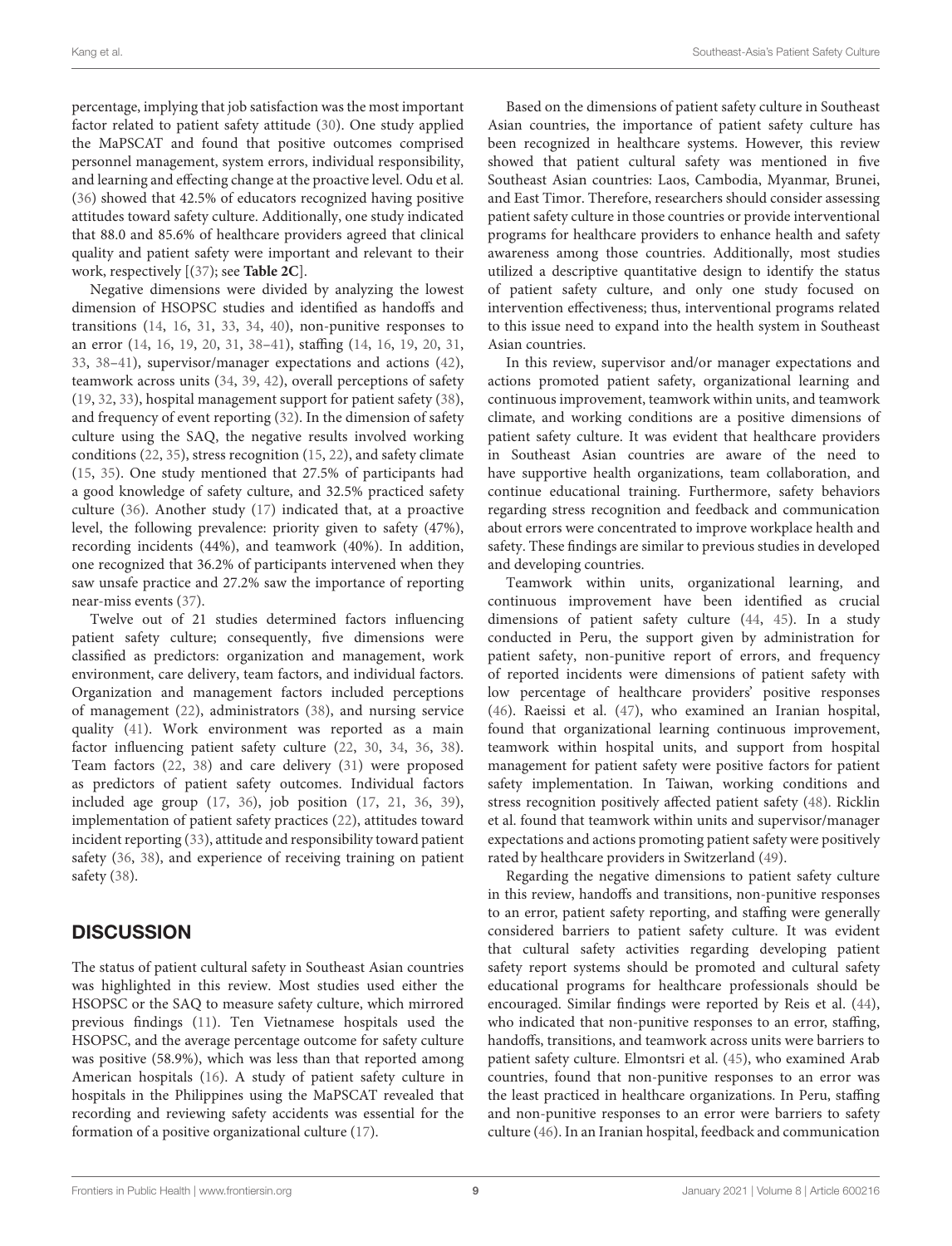percentage, implying that job satisfaction was the most important factor related to patient safety attitude (30). One study applied the MaPSCAT and found that positive outcomes comprised personnel management, system errors, individual responsibility, and learning and effecting change at the proactive level. Odu et al. (36) showed that 42.5% of educators recognized having positive attitudes toward safety culture. Additionally, one study indicated that 88.0 and 85.6% of healthcare providers agreed that clinical quality and patient safety were important and relevant to their work, respectively [(37); see **Table 2C**].

Negative dimensions were divided by analyzing the lowest dimension of HSOPSC studies and identified as handoffs and transitions (14, 16, 31, 33, 34, 40), non-punitive responses to an error (14, 16, 19, 20, 31, 38–41), staffing (14, 16, 19, 20, 31, 33, 38–41), supervisor/manager expectations and actions (42), teamwork across units (34, 39, 42), overall perceptions of safety (19, 32, 33), hospital management support for patient safety (38), and frequency of event reporting (32). In the dimension of safety culture using the SAQ, the negative results involved working conditions (22, 35), stress recognition (15, 22), and safety climate (15, 35). One study mentioned that 27.5% of participants had a good knowledge of safety culture, and 32.5% practiced safety culture (36). Another study (17) indicated that, at a proactive level, the following prevalence: priority given to safety (47%), recording incidents (44%), and teamwork (40%). In addition, one recognized that 36.2% of participants intervened when they saw unsafe practice and 27.2% saw the importance of reporting near-miss events (37).

Twelve out of 21 studies determined factors influencing patient safety culture; consequently, five dimensions were classified as predictors: organization and management, work environment, care delivery, team factors, and individual factors. Organization and management factors included perceptions of management (22), administrators (38), and nursing service quality (41). Work environment was reported as a main factor influencing patient safety culture (22, 30, 34, 36, 38). Team factors (22, 38) and care delivery (31) were proposed as predictors of patient safety outcomes. Individual factors included age group (17, 36), job position (17, 21, 36, 39), implementation of patient safety practices (22), attitudes toward incident reporting (33), attitude and responsibility toward patient safety (36, 38), and experience of receiving training on patient safety (38).

## DISCUSSION

The status of patient cultural safety in Southeast Asian countries was highlighted in this review. Most studies used either the HSOPSC or the SAQ to measure safety culture, which mirrored previous findings (11). Ten Vietnamese hospitals used the HSOPSC, and the average percentage outcome for safety culture was positive (58.9%), which was less than that reported among American hospitals (16). A study of patient safety culture in hospitals in the Philippines using the MaPSCAT revealed that recording and reviewing safety accidents was essential for the formation of a positive organizational culture (17).

Based on the dimensions of patient safety culture in Southeast Asian countries, the importance of patient safety culture has been recognized in healthcare systems. However, this review showed that patient cultural safety was mentioned in five Southeast Asian countries: Laos, Cambodia, Myanmar, Brunei, and East Timor. Therefore, researchers should consider assessing patient safety culture in those countries or provide interventional programs for healthcare providers to enhance health and safety awareness among those countries. Additionally, most studies utilized a descriptive quantitative design to identify the status of patient safety culture, and only one study focused on intervention effectiveness; thus, interventional programs related to this issue need to expand into the health system in Southeast Asian countries.

In this review, supervisor and/or manager expectations and actions promoted patient safety, organizational learning and continuous improvement, teamwork within units, and teamwork climate, and working conditions are a positive dimensions of patient safety culture. It was evident that healthcare providers in Southeast Asian countries are aware of the need to have supportive health organizations, team collaboration, and continue educational training. Furthermore, safety behaviors regarding stress recognition and feedback and communication about errors were concentrated to improve workplace health and safety. These findings are similar to previous studies in developed and developing countries.

Teamwork within units, organizational learning, and continuous improvement have been identified as crucial dimensions of patient safety culture (44, 45). In a study conducted in Peru, the support given by administration for patient safety, non-punitive report of errors, and frequency of reported incidents were dimensions of patient safety with low percentage of healthcare providers' positive responses (46). Raeissi et al. (47), who examined an Iranian hospital, found that organizational learning continuous improvement, teamwork within hospital units, and support from hospital management for patient safety were positive factors for patient safety implementation. In Taiwan, working conditions and stress recognition positively affected patient safety (48). Ricklin et al. found that teamwork within units and supervisor/manager expectations and actions promoting patient safety were positively rated by healthcare providers in Switzerland (49).

Regarding the negative dimensions to patient safety culture in this review, handoffs and transitions, non-punitive responses to an error, patient safety reporting, and staffing were generally considered barriers to patient safety culture. It was evident that cultural safety activities regarding developing patient safety report systems should be promoted and cultural safety educational programs for healthcare professionals should be encouraged. Similar findings were reported by Reis et al. (44), who indicated that non-punitive responses to an error, staffing, handoffs, transitions, and teamwork across units were barriers to patient safety culture. Elmontsri et al. (45), who examined Arab countries, found that non-punitive responses to an error was the least practiced in healthcare organizations. In Peru, staffing and non-punitive responses to an error were barriers to safety culture (46). In an Iranian hospital, feedback and communication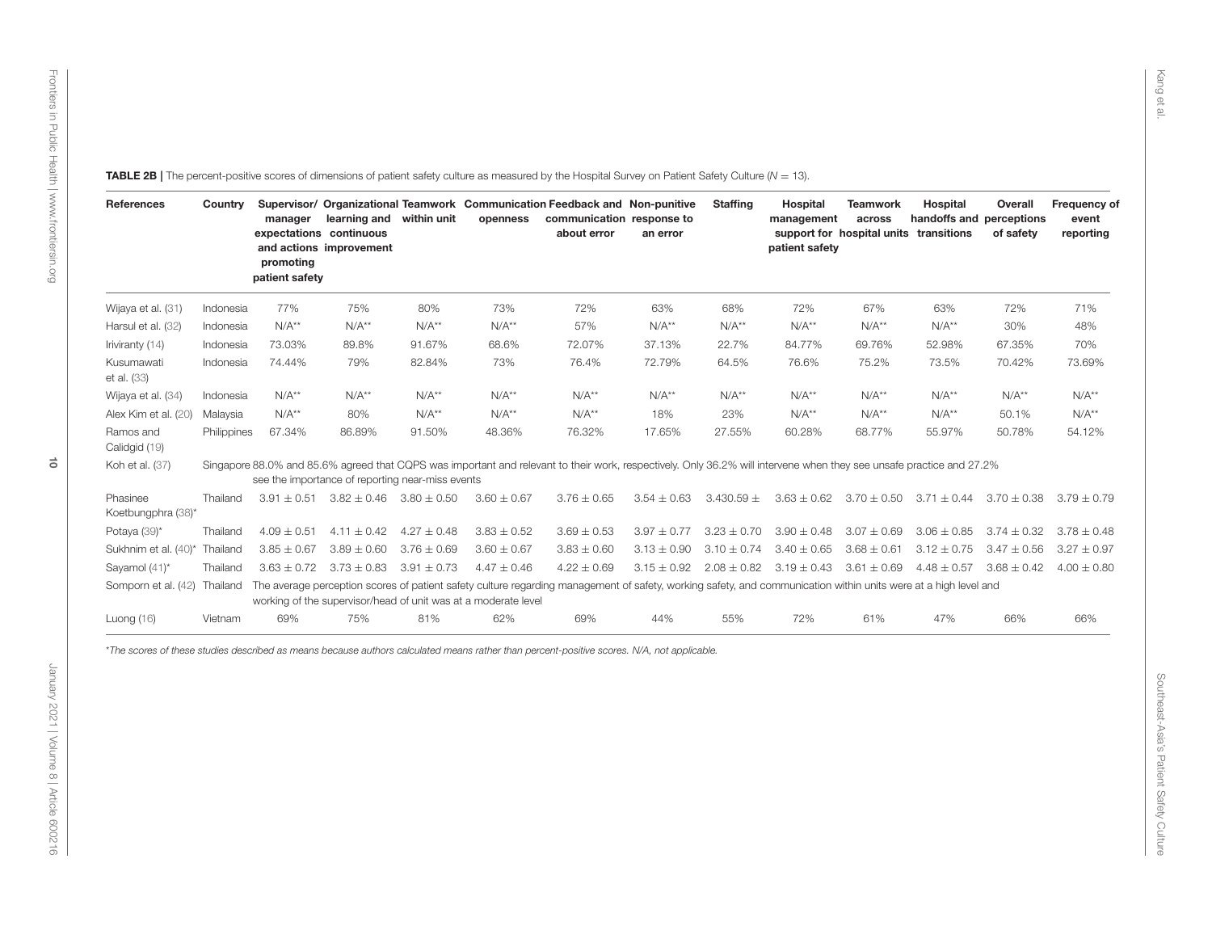**TABLE 2B |** The percent-positive scores of dimensions of patient safety culture as measured by the Hospital Survey on Patient Safety Culture (*N* = 13).

| References | Country | Supervisor/ manager expectations and actions promoting patient safety | Organizational learning and continuous improvement | Teamwork within unit | Communication openness | Feedback and communication about error | Non-punitive response to an error | Staffing | Hospital management support for patient safety | Teamwork across hospital units | Hospital handoffs and transitions | Overall perceptions of safety | Frequency of event reporting |
|---|---|---|---|---|---|---|---|---|---|---|---|---|---|
| Wijaya et al. (31) | Indonesia | 77% | 75% | 80% | 73% | 72% | 63% | 68% | 72% | 67% | 63% | 72% | 71% |
| Harsul et al. (32) | Indonesia | N/A** | N/A** | N/A** | N/A** | 57% | N/A** | N/A** | N/A** | N/A** | N/A** | 30% | 48% |
| Iriviranty (14) | Indonesia | 73.03% | 89.8% | 91.67% | 68.6% | 72.07% | 37.13% | 22.7% | 84.77% | 69.76% | 52.98% | 67.35% | 70% |
| Kusumawati et al. (33) | Indonesia | 74.44% | 79% | 82.84% | 73% | 76.4% | 72.79% | 64.5% | 76.6% | 75.2% | 73.5% | 70.42% | 73.69% |
| Wijaya et al. (34) | Indonesia | N/A** | N/A** | N/A** | N/A** | N/A** | N/A** | N/A** | N/A** | N/A** | N/A** | N/A** | N/A** |
| Alex Kim et al. (20) | Malaysia | N/A** | 80% | N/A** | N/A** | N/A** | 18% | 23% | N/A** | N/A** | N/A** | 50.1% | N/A** |
| Ramos and Calidgid (19) | Philippines | 67.34% | 86.89% | 91.50% | 48.36% | 76.32% | 17.65% | 27.55% | 60.28% | 68.77% | 55.97% | 50.78% | 54.12% |
| Koh et al. (37) | Singapore | 88.0% and 85.6% agreed that CQPS was important and relevant to their work, respectively. Only 36.2% will intervene when they see unsafe practice and 27.2% see the importance of reporting near-miss events | | | | | | | | | | | |
| Phasinee Koetbungphra (38)* | Thailand | 3.91 ± 0.51 | 3.82 ± 0.46 | 3.80 ± 0.50 | 3.60 ± 0.67 | 3.76 ± 0.65 | 3.54 ± 0.63 | 3.430.59 ± | 3.63 ± 0.62 | 3.70 ± 0.50 | 3.71 ± 0.44 | 3.70 ± 0.38 | 3.79 ± 0.79 |
| Potaya (39)* | Thailand | 4.09 ± 0.51 | 4.11 ± 0.42 | 4.27 ± 0.48 | 3.83 ± 0.52 | 3.69 ± 0.53 | 3.97 ± 0.77 | 3.23 ± 0.70 | 3.90 ± 0.48 | 3.07 ± 0.69 | 3.06 ± 0.85 | 3.74 ± 0.32 | 3.78 ± 0.48 |
| Sukhnim et al. (40)* | Thailand | 3.85 ± 0.67 | 3.89 ± 0.60 | 3.76 ± 0.69 | 3.60 ± 0.67 | 3.83 ± 0.60 | 3.13 ± 0.90 | 3.10 ± 0.74 | 3.40 ± 0.65 | 3.68 ± 0.61 | 3.12 ± 0.75 | 3.47 ± 0.56 | 3.27 ± 0.97 |
| Sayamol (41)* | Thailand | 3.63 ± 0.72 | 3.73 ± 0.83 | 3.91 ± 0.73 | 4.47 ± 0.46 | 4.22 ± 0.69 | 3.15 ± 0.92 | 2.08 ± 0.82 | 3.19 ± 0.43 | 3.61 ± 0.69 | 4.48 ± 0.57 | 3.68 ± 0.42 | 4.00 ± 0.80 |
| Somporn et al. (42) | Thailand | The average perception scores of patient safety culture regarding management of safety, working safety, and communication within units were at a high level and working of the supervisor/head of unit was at a moderate level | | | | | | | | | | | |
| Luong (16) | Vietnam | 69% | 75% | 81% | 62% | 69% | 44% | 55% | 72% | 61% | 47% | 66% | 66% |

*The scores of these studies described as means because authors calculated means rather than percent-positive scores. N/A, not applicable.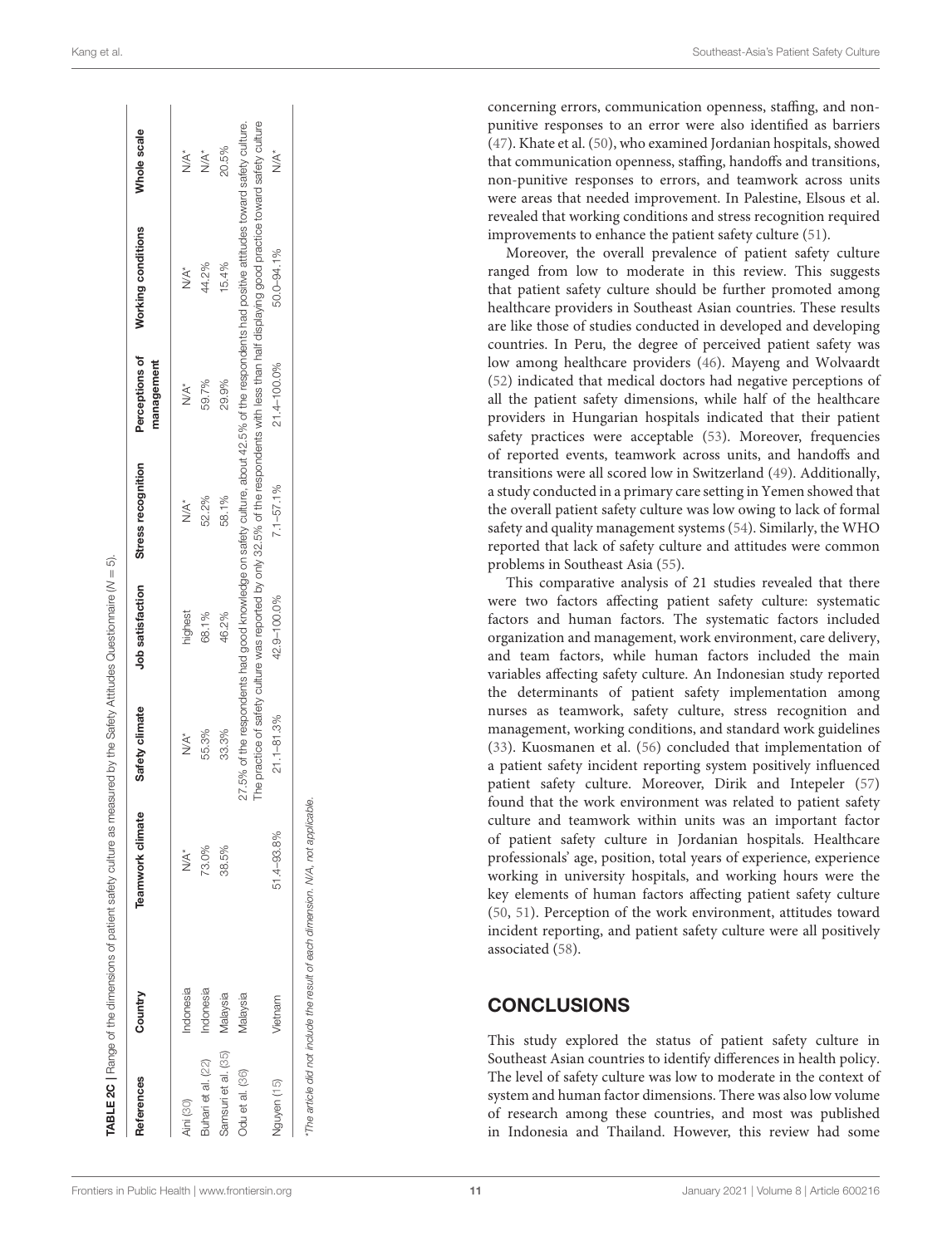**TABLE 2C** | Range of the dimensions of patient safety culture as measured by the Safety Attitudes Questionnaire (*N* = 5).

| References | Country | Teamwork climate | Safety climate | Job satisfaction | Stress recognition | Perceptions of management | Working conditions | Whole scale |
|---|---|---|---|---|---|---|---|---|
| Aini (30) | Indonesia | N/A* | N/A* | highest | N/A* | N/A* | N/A* | N/A* |
| Buhari et al. (22) | Indonesia | 73.0% | 55.3% | 68.1% | 52.2% | 59.7% | 44.2% | N/A* |
| Samsuri et al. (35) | Malaysia | 38.5% | 33.3% | 46.2% | 58.1% | 29.9% | 15.4% | 20.5% |
| Odu et al. (36) | Malaysia | 27.5% of the respondents had good knowledge on safety culture, about 42.5% of the respondents had positive attitudes toward safety culture. The practice of safety culture was reported by only 32.5% of the respondents with less than half displaying good practice toward safety culture | | | | | | |
| Nguyen (15) | Vietnam | 51.4–93.8% | 21.1–81.3% | 42.9–100.0% | 7.1–57.1% | 21.4–100.0% | 50.0–94.1% | N/A* |

*The article did not include the result of each dimension. N/A, not applicable.

concerning errors, communication openness, staffing, and non-punitive responses to an error were also identified as barriers (47). Khate et al. (50), who examined Jordanian hospitals, showed that communication openness, staffing, handoffs and transitions, non-punitive responses to errors, and teamwork across units were areas that needed improvement. In Palestine, Elsous et al. revealed that working conditions and stress recognition required improvements to enhance the patient safety culture (51).

Moreover, the overall prevalence of patient safety culture ranged from low to moderate in this review. This suggests that patient safety culture should be further promoted among healthcare providers in Southeast Asian countries. These results are like those of studies conducted in developed and developing countries. In Peru, the degree of perceived patient safety was low among healthcare providers (46). Mayeng and Wolvaardt (52) indicated that medical doctors had negative perceptions of all the patient safety dimensions, while half of the healthcare providers in Hungarian hospitals indicated that their patient safety practices were acceptable (53). Moreover, frequencies of reported events, teamwork across units, and handoffs and transitions were all scored low in Switzerland (49). Additionally, a study conducted in a primary care setting in Yemen showed that the overall patient safety culture was low owing to lack of formal safety and quality management systems (54). Similarly, the WHO reported that lack of safety culture and attitudes were common problems in Southeast Asia (55).

This comparative analysis of 21 studies revealed that there were two factors affecting patient safety culture: systematic factors and human factors. The systematic factors included organization and management, work environment, care delivery, and team factors, while human factors included the main variables affecting safety culture. An Indonesian study reported the determinants of patient safety implementation among nurses as teamwork, safety culture, stress recognition and management, working conditions, and standard work guidelines (33). Kuosmanen et al. (56) concluded that implementation of a patient safety incident reporting system positively influenced patient safety culture. Moreover, Dirik and Intepeler (57) found that the work environment was related to patient safety culture and teamwork within units was an important factor of patient safety culture in Jordanian hospitals. Healthcare professionals' age, position, total years of experience, experience working in university hospitals, and working hours were the key elements of human factors affecting patient safety culture (50, 51). Perception of the work environment, attitudes toward incident reporting, and patient safety culture were all positively associated (58).

## CONCLUSIONS

This study explored the status of patient safety culture in Southeast Asian countries to identify differences in health policy. The level of safety culture was low to moderate in the context of system and human factor dimensions. There was also low volume of research among these countries, and most was published in Indonesia and Thailand. However, this review had some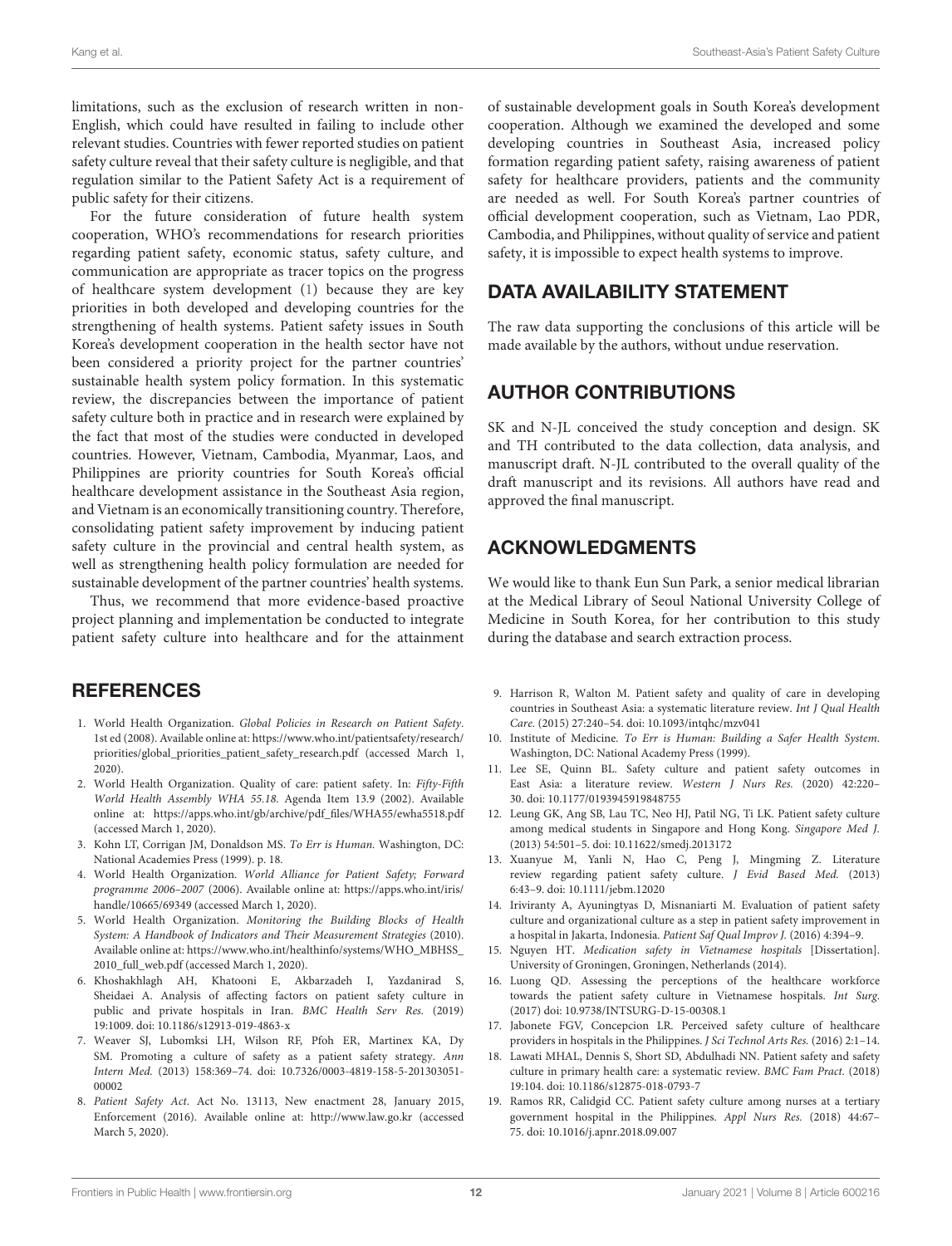limitations, such as the exclusion of research written in non-English, which could have resulted in failing to include other relevant studies. Countries with fewer reported studies on patient safety culture reveal that their safety culture is negligible, and that regulation similar to the Patient Safety Act is a requirement of public safety for their citizens.

For the future consideration of future health system cooperation, WHO's recommendations for research priorities regarding patient safety, economic status, safety culture, and communication are appropriate as tracer topics on the progress of healthcare system development (1) because they are key priorities in both developed and developing countries for the strengthening of health systems. Patient safety issues in South Korea's development cooperation in the health sector have not been considered a priority project for the partner countries' sustainable health system policy formation. In this systematic review, the discrepancies between the importance of patient safety culture both in practice and in research were explained by the fact that most of the studies were conducted in developed countries. However, Vietnam, Cambodia, Myanmar, Laos, and Philippines are priority countries for South Korea's official healthcare development assistance in the Southeast Asia region, and Vietnam is an economically transitioning country. Therefore, consolidating patient safety improvement by inducing patient safety culture in the provincial and central health system, as well as strengthening health policy formulation are needed for sustainable development of the partner countries' health systems.

Thus, we recommend that more evidence-based proactive project planning and implementation be conducted to integrate patient safety culture into healthcare and for the attainment of sustainable development goals in South Korea's development cooperation. Although we examined the developed and some developing countries in Southeast Asia, increased policy formation regarding patient safety, raising awareness of patient safety for healthcare providers, patients and the community are needed as well. For South Korea's partner countries of official development cooperation, such as Vietnam, Lao PDR, Cambodia, and Philippines, without quality of service and patient safety, it is impossible to expect health systems to improve.

## DATA AVAILABILITY STATEMENT

The raw data supporting the conclusions of this article will be made available by the authors, without undue reservation.

## AUTHOR CONTRIBUTIONS

SK and N-JL conceived the study conception and design. SK and TH contributed to the data collection, data analysis, and manuscript draft. N-JL contributed to the overall quality of the draft manuscript and its revisions. All authors have read and approved the final manuscript.

## ACKNOWLEDGMENTS

We would like to thank Eun Sun Park, a senior medical librarian at the Medical Library of Seoul National University College of Medicine in South Korea, for her contribution to this study during the database and search extraction process.

## REFERENCES

1. World Health Organization. *Global Policies in Research on Patient Safety*. 1st ed (2008). Available online at: https://www.who.int/patientsafety/research/priorities/global_priorities_patient_safety_research.pdf (accessed March 1, 2020).
2. World Health Organization. Quality of care: patient safety. In: *Fifty-Fifth World Health Assembly WHA 55.18*. Agenda Item 13.9 (2002). Available online at: https://apps.who.int/gb/archive/pdf_files/WHA55/ewha5518.pdf (accessed March 1, 2020).
3. Kohn LT, Corrigan JM, Donaldson MS. *To Err is Human*. Washington, DC: National Academies Press (1999). p. 18.
4. World Health Organization. *World Alliance for Patient Safety; Forward programme 2006–2007* (2006). Available online at: https://apps.who.int/iris/handle/10665/69349 (accessed March 1, 2020).
5. World Health Organization. *Monitoring the Building Blocks of Health System: A Handbook of Indicators and Their Measurement Strategies* (2010). Available online at: https://www.who.int/healthinfo/systems/WHO_MBHSS_2010_full_web.pdf (accessed March 1, 2020).
6. Khoshakhlagh AH, Khatooni E, Akbarzadeh I, Yazdanirad S, Sheidaei A. Analysis of affecting factors on patient safety culture in public and private hospitals in Iran. *BMC Health Serv Res.* (2019) 19:1009. doi: 10.1186/s12913-019-4863-x
7. Weaver SJ, Lubomksi LH, Wilson RF, Pfoh ER, Martinex KA, Dy SM. Promoting a culture of safety as a patient safety strategy. *Ann Intern Med.* (2013) 158:369–74. doi: 10.7326/0003-4819-158-5-201303051-00002
8. *Patient Safety Act*. Act No. 13113, New enactment 28, January 2015, Enforcement (2016). Available online at: http://www.law.go.kr (accessed March 5, 2020).
9. Harrison R, Walton M. Patient safety and quality of care in developing countries in Southeast Asia: a systematic literature review. *Int J Qual Health Care.* (2015) 27:240–54. doi: 10.1093/intqhc/mzv041
10. Institute of Medicine. *To Err is Human: Building a Safer Health System*. Washington, DC: National Academy Press (1999).
11. Lee SE, Quinn BL. Safety culture and patient safety outcomes in East Asia: a literature review. *Western J Nurs Res.* (2020) 42:220–30. doi: 10.1177/0193945919848755
12. Leung GK, Ang SB, Lau TC, Neo HJ, Patil NG, Ti LK. Patient safety culture among medical students in Singapore and Hong Kong. *Singapore Med J.* (2013) 54:501–5. doi: 10.11622/smedj.2013172
13. Xuanyue M, Yanli N, Hao C, Peng J, Mingming Z. Literature review regarding patient safety culture. *J Evid Based Med.* (2013) 6:43–9. doi: 10.1111/jebm.12020
14. Iriviranty A, Ayuningtyas D, Misnaniarti M. Evaluation of patient safety culture and organizational culture as a step in patient safety improvement in a hospital in Jakarta, Indonesia. *Patient Saf Qual Improv J.* (2016) 4:394–9.
15. Nguyen HT. *Medication safety in Vietnamese hospitals* [Dissertation]. University of Groningen, Groningen, Netherlands (2014).
16. Luong QD. Assessing the perceptions of the healthcare workforce towards the patient safety culture in Vietnamese hospitals. *Int Surg.* (2017) doi: 10.9738/INTSURG-D-15-00308.1
17. Jabonete FGV, Concepcion LR. Perceived safety culture of healthcare providers in hospitals in the Philippines. *J Sci Technol Arts Res.* (2016) 2:1–14.
18. Lawati MHAL, Dennis S, Short SD, Abdulhadi NN. Patient safety and safety culture in primary health care: a systematic review. *BMC Fam Pract.* (2018) 19:104. doi: 10.1186/s12875-018-0793-7
19. Ramos RR, Calidgid CC. Patient safety culture among nurses at a tertiary government hospital in the Philippines. *Appl Nurs Res.* (2018) 44:67–75. doi: 10.1016/j.apnr.2018.09.007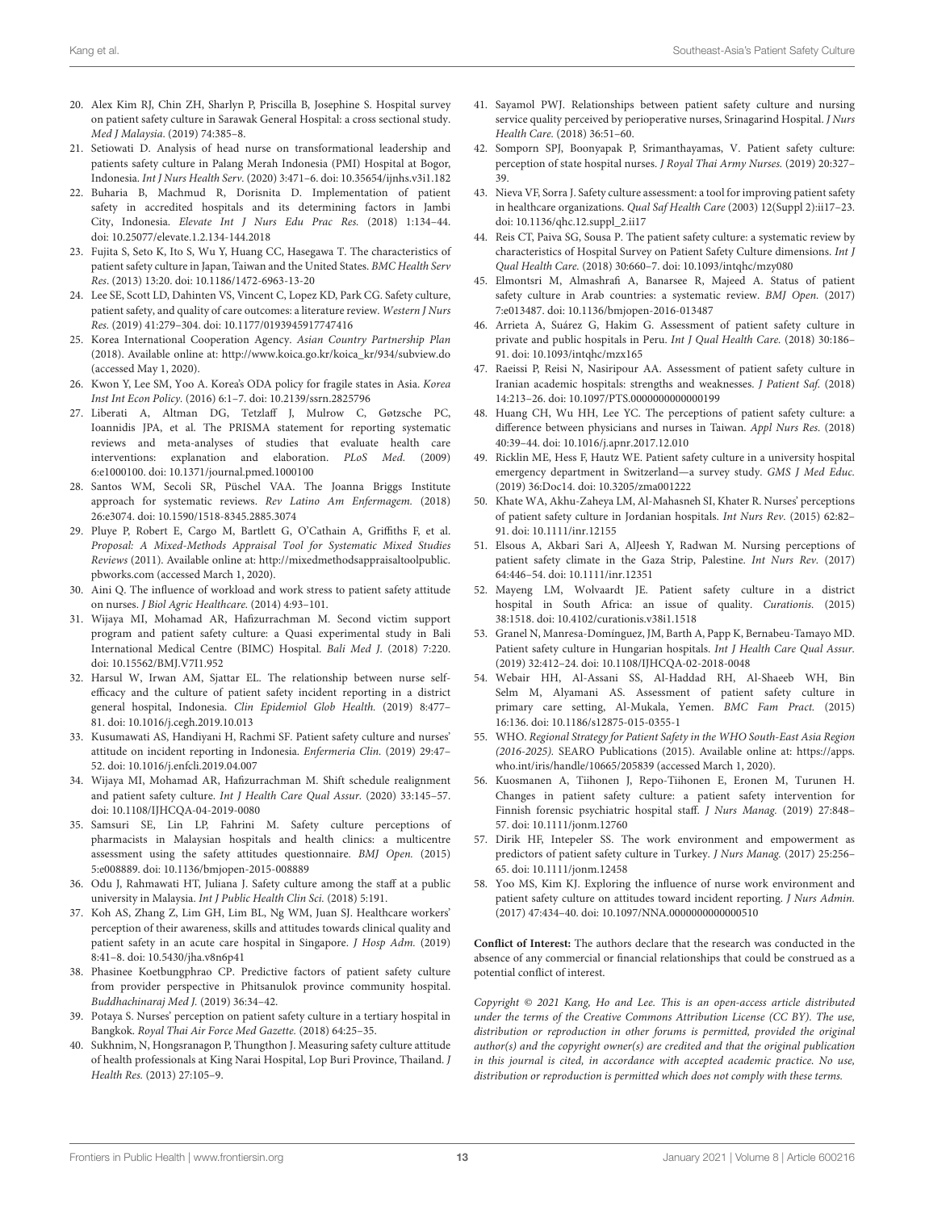20. Alex Kim RJ, Chin ZH, Sharlyn P, Priscilla B, Josephine S. Hospital survey on patient safety culture in Sarawak General Hospital: a cross sectional study. *Med J Malaysia.* (2019) 74:385–8.
21. Setiowati D. Analysis of head nurse on transformational leadership and patients safety culture in Palang Merah Indonesia (PMI) Hospital at Bogor, Indonesia. *Int J Nurs Health Serv.* (2020) 3:471–6. doi: 10.35654/ijnhs.v3i1.182
22. Buharia B, Machmud R, Dorisnita D. Implementation of patient safety in accredited hospitals and its determining factors in Jambi City, Indonesia. *Elevate Int J Nurs Edu Prac Res.* (2018) 1:134–44. doi: 10.25077/elevate.1.2.134-144.2018
23. Fujita S, Seto K, Ito S, Wu Y, Huang CC, Hasegawa T. The characteristics of patient safety culture in Japan, Taiwan and the United States. *BMC Health Serv Res.* (2013) 13:20. doi: 10.1186/1472-6963-13-20
24. Lee SE, Scott LD, Dahinten VS, Vincent C, Lopez KD, Park CG. Safety culture, patient safety, and quality of care outcomes: a literature review. *Western J Nurs Res.* (2019) 41:279–304. doi: 10.1177/0193945917747416
25. Korea International Cooperation Agency. *Asian Country Partnership Plan* (2018). Available online at: http://www.koica.go.kr/koica_kr/934/subview.do (accessed May 1, 2020).
26. Kwon Y, Lee SM, Yoo A. Korea's ODA policy for fragile states in Asia. *Korea Inst Int Econ Policy.* (2016) 6:1–7. doi: 10.2139/ssrn.2825796
27. Liberati A, Altman DG, Tetzlaff J, Mulrow C, Gøtzsche PC, Ioannidis JPA, et al. The PRISMA statement for reporting systematic reviews and meta-analyses of studies that evaluate health care interventions: explanation and elaboration. *PLoS Med.* (2009) 6:e1000100. doi: 10.1371/journal.pmed.1000100
28. Santos WM, Secoli SR, Püschel VAA. The Joanna Briggs Institute approach for systematic reviews. *Rev Latino Am Enfermagem.* (2018) 26:e3074. doi: 10.1590/1518-8345.2885.3074
29. Pluye P, Robert E, Cargo M, Bartlett G, O'Cathain A, Griffiths F, et al. *Proposal: A Mixed-Methods Appraisal Tool for Systematic Mixed Studies Reviews* (2011). Available online at: http://mixedmethodsappraisaltoolpublic.pbworks.com (accessed March 1, 2020).
30. Aini Q. The influence of workload and work stress to patient safety attitude on nurses. *J Biol Agric Healthcare.* (2014) 4:93–101.
31. Wijaya MI, Mohamad AR, Hafizurrachman M. Second victim support program and patient safety culture: a Quasi experimental study in Bali International Medical Centre (BIMC) Hospital. *Bali Med J.* (2018) 7:220. doi: 10.15562/BMJ.V7I1.952
32. Harsul W, Irwan AM, Sjattar EL. The relationship between nurse self-efficacy and the culture of patient safety incident reporting in a district general hospital, Indonesia. *Clin Epidemiol Glob Health.* (2019) 8:477–81. doi: 10.1016/j.cegh.2019.10.013
33. Kusumawati AS, Handiyani H, Rachmi SF. Patient safety culture and nurses' attitude on incident reporting in Indonesia. *Enfermeria Clin.* (2019) 29:47–52. doi: 10.1016/j.enfcli.2019.04.007
34. Wijaya MI, Mohamad AR, Hafizurrachman M. Shift schedule realignment and patient safety culture. *Int J Health Care Qual Assur.* (2020) 33:145–57. doi: 10.1108/IJHCQA-04-2019-0080
35. Samsuri SE, Lin LP, Fahrini M. Safety culture perceptions of pharmacists in Malaysian hospitals and health clinics: a multicentre assessment using the safety attitudes questionnaire. *BMJ Open.* (2015) 5:e008889. doi: 10.1136/bmjopen-2015-008889
36. Odu J, Rahmawati HT, Juliana J. Safety culture among the staff at a public university in Malaysia. *Int J Public Health Clin Sci.* (2018) 5:191.
37. Koh AS, Zhang Z, Lim GH, Lim BL, Ng WM, Juan SJ. Healthcare workers' perception of their awareness, skills and attitudes towards clinical quality and patient safety in an acute care hospital in Singapore. *J Hosp Adm.* (2019) 8:41–8. doi: 10.5430/jha.v8n6p41
38. Phasinee Koetbungphrao CP. Predictive factors of patient safety culture from provider perspective in Phitsanulok province community hospital. *Buddhachinaraj Med J.* (2019) 36:34–42.
39. Potaya S. Nurses' perception on patient safety culture in a tertiary hospital in Bangkok. *Royal Thai Air Force Med Gazette.* (2018) 64:25–35.
40. Sukhnim, N, Hongsranagon P, Thungthon J. Measuring safety culture attitude of health professionals at King Narai Hospital, Lop Buri Province, Thailand. *J Health Res.* (2013) 27:105–9.
41. Sayamol PWJ. Relationships between patient safety culture and nursing service quality perceived by perioperative nurses, Srinagarind Hospital. *J Nurs Health Care.* (2018) 36:51–60.
42. Somporn SPJ, Boonyapak P, Srimanthayamas, V. Patient safety culture: perception of state hospital nurses. *J Royal Thai Army Nurses.* (2019) 20:327–39.
43. Nieva VF, Sorra J. Safety culture assessment: a tool for improving patient safety in healthcare organizations. *Qual Saf Health Care* (2003) 12(Suppl 2):ii17–23. doi: 10.1136/qhc.12.suppl_2.ii17
44. Reis CT, Paiva SG, Sousa P. The patient safety culture: a systematic review by characteristics of Hospital Survey on Patient Safety Culture dimensions. *Int J Qual Health Care.* (2018) 30:660–7. doi: 10.1093/intqhc/mzy080
45. Elmontsri M, Almashrafi A, Banarsee R, Majeed A. Status of patient safety culture in Arab countries: a systematic review. *BMJ Open.* (2017) 7:e013487. doi: 10.1136/bmjopen-2016-013487
46. Arrieta A, Suárez G, Hakim G. Assessment of patient safety culture in private and public hospitals in Peru. *Int J Qual Health Care.* (2018) 30:186–91. doi: 10.1093/intqhc/mzx165
47. Raeissi P, Reisi N, Nasiripour AA. Assessment of patient safety culture in Iranian academic hospitals: strengths and weaknesses. *J Patient Saf.* (2018) 14:213–26. doi: 10.1097/PTS.0000000000000199
48. Huang CH, Wu HH, Lee YC. The perceptions of patient safety culture: a difference between physicians and nurses in Taiwan. *Appl Nurs Res.* (2018) 40:39–44. doi: 10.1016/j.apnr.2017.12.010
49. Ricklin ME, Hess F, Hautz WE. Patient safety culture in a university hospital emergency department in Switzerland—a survey study. *GMS J Med Educ.* (2019) 36:Doc14. doi: 10.3205/zma001222
50. Khate WA, Akhu-Zaheya LM, Al-Mahasneh SI, Khater R. Nurses' perceptions of patient safety culture in Jordanian hospitals. *Int Nurs Rev.* (2015) 62:82–91. doi: 10.1111/inr.12155
51. Elsous A, Akbari Sari A, AlJeesh Y, Radwan M. Nursing perceptions of patient safety climate in the Gaza Strip, Palestine. *Int Nurs Rev.* (2017) 64:446–54. doi: 10.1111/inr.12351
52. Mayeng LM, Wolvaardt JE. Patient safety culture in a district hospital in South Africa: an issue of quality. *Curationis.* (2015) 38:1518. doi: 10.4102/curationis.v38i1.1518
53. Granel N, Manresa-Domínguez, JM, Barth A, Papp K, Bernabeu-Tamayo MD. Patient safety culture in Hungarian hospitals. *Int J Health Care Qual Assur.* (2019) 32:412–24. doi: 10.1108/IJHCQA-02-2018-0048
54. Webair HH, Al-Assani SS, Al-Haddad RH, Al-Shaeeb WH, Bin Selm M, Alyamani AS. Assessment of patient safety culture in primary care setting, Al-Mukala, Yemen. *BMC Fam Pract.* (2015) 16:136. doi: 10.1186/s12875-015-0355-1
55. WHO. *Regional Strategy for Patient Safety in the WHO South-East Asia Region (2016-2025).* SEARO Publications (2015). Available online at: https://apps.who.int/iris/handle/10665/205839 (accessed March 1, 2020).
56. Kuosmanen A, Tiihonen J, Repo-Tiihonen E, Eronen M, Turunen H. Changes in patient safety culture: a patient safety intervention for Finnish forensic psychiatric hospital staff. *J Nurs Manag.* (2019) 27:848–57. doi: 10.1111/jonm.12760
57. Dirik HF, Intepeler SS. The work environment and empowerment as predictors of patient safety culture in Turkey. *J Nurs Manag.* (2017) 25:256–65. doi: 10.1111/jonm.12458
58. Yoo MS, Kim KJ. Exploring the influence of nurse work environment and patient safety culture on attitudes toward incident reporting. *J Nurs Admin.* (2017) 47:434–40. doi: 10.1097/NNA.0000000000000510

**Conflict of Interest:** The authors declare that the research was conducted in the absence of any commercial or financial relationships that could be construed as a potential conflict of interest.

*Copyright © 2021 Kang, Ho and Lee. This is an open-access article distributed under the terms of the Creative Commons Attribution License (CC BY). The use, distribution or reproduction in other forums is permitted, provided the original author(s) and the copyright owner(s) are credited and that the original publication in this journal is cited, in accordance with accepted academic practice. No use, distribution or reproduction is permitted which does not comply with these terms.*